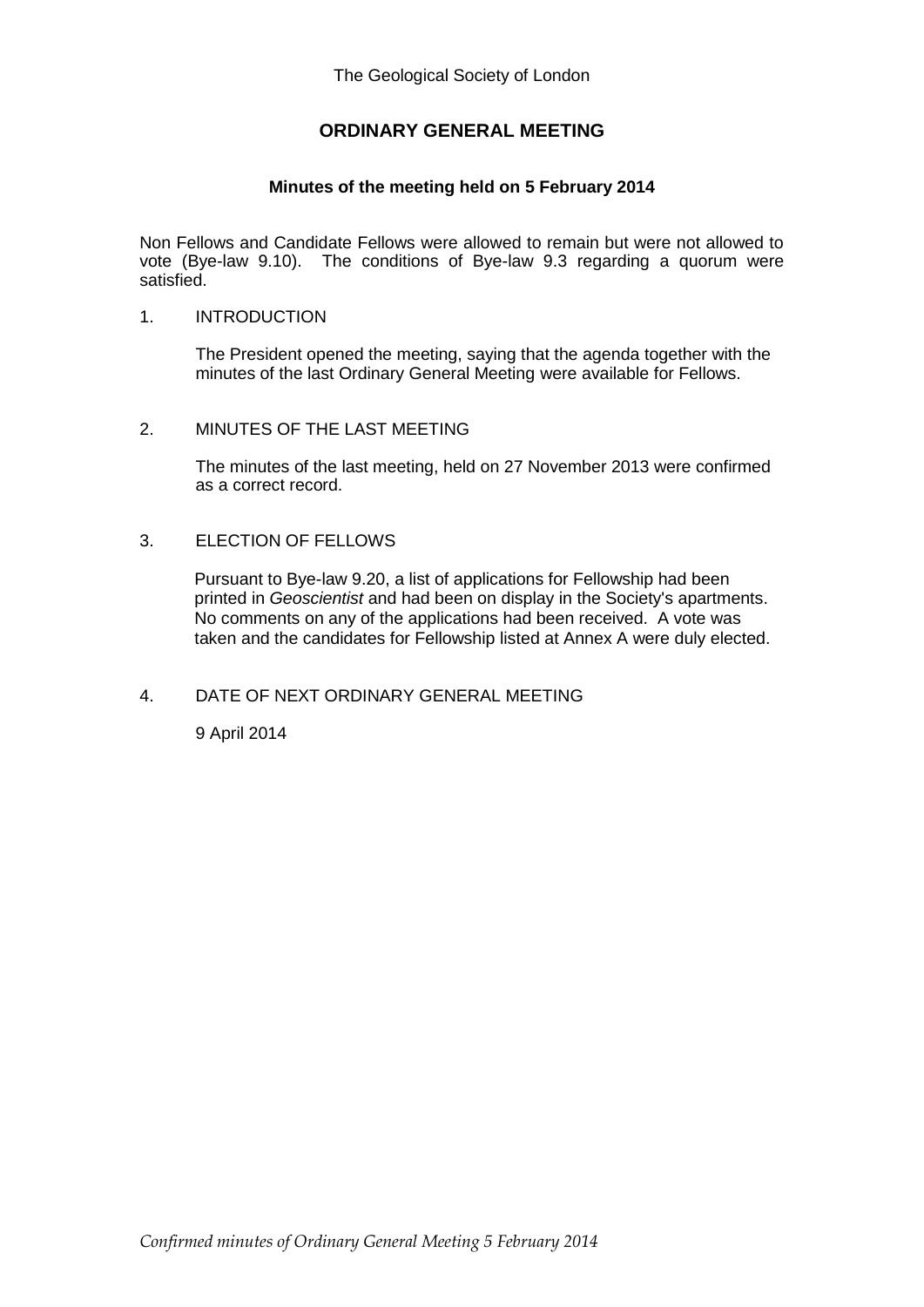The Geological Society of London

# ORDINARY GENERAL MEETING

### Minutes of the meeting held on 5 February 2014

Non Fellows and Candidate Fellows were allowed to remain but were not allowed to vote (Bye-law 9.10). The conditions of Bye-law 9.3 regarding a quorum were satisfied.

1. INTRODUCTION

   The President opened the meeting, saying that the agenda together with the minutes of the last Ordinary General Meeting were available for Fellows.

2. MINUTES OF THE LAST MEETING

   The minutes of the last meeting, held on 27 November 2013 were confirmed as a correct record.

3. ELECTION OF FELLOWS

   Pursuant to Bye-law 9.20, a list of applications for Fellowship had been printed in *Geoscientist* and had been on display in the Society's apartments. No comments on any of the applications had been received. A vote was taken and the candidates for Fellowship listed at Annex A were duly elected.

4. DATE OF NEXT ORDINARY GENERAL MEETING

   9 April 2014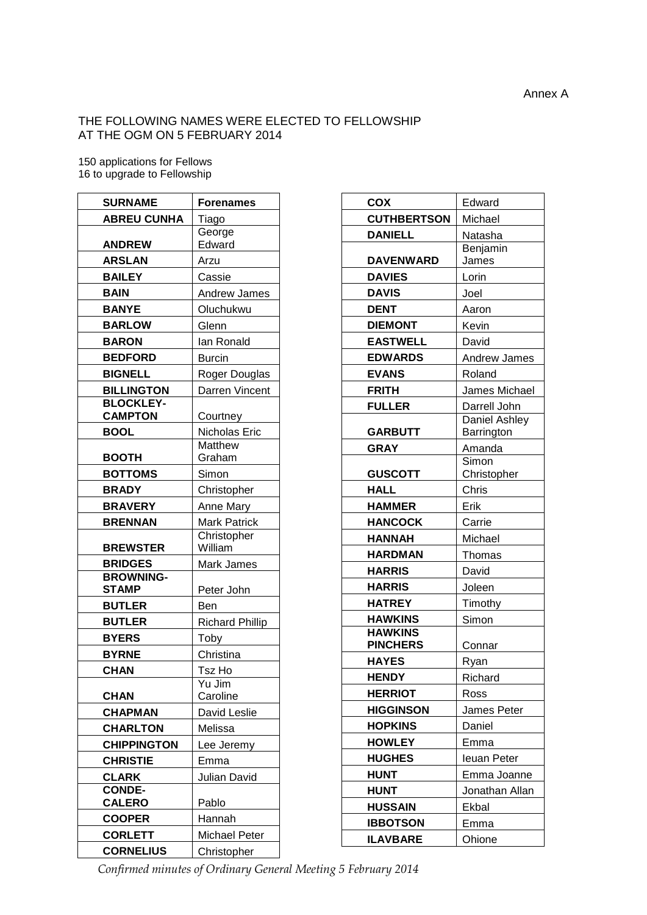Annex A

THE FOLLOWING NAMES WERE ELECTED TO FELLOWSHIP AT THE OGM ON 5 FEBRUARY 2014

150 applications for Fellows
16 to upgrade to Fellowship

| SURNAME | Forenames |
|---|---|
| ABREU CUNHA | Tiago |
| ANDREW | George Edward |
| ARSLAN | Arzu |
| BAILEY | Cassie |
| BAIN | Andrew James |
| BANYE | Oluchukwu |
| BARLOW | Glenn |
| BARON | Ian Ronald |
| BEDFORD | Burcin |
| BIGNELL | Roger Douglas |
| BILLINGTON | Darren Vincent |
| BLOCKLEY-CAMPTON | Courtney |
| BOOL | Nicholas Eric |
| BOOTH | Matthew Graham |
| BOTTOMS | Simon |
| BRADY | Christopher |
| BRAVERY | Anne Mary |
| BRENNAN | Mark Patrick |
| BREWSTER | Christopher William |
| BRIDGES | Mark James |
| BROWNING-STAMP | Peter John |
| BUTLER | Ben |
| BUTLER | Richard Phillip |
| BYERS | Toby |
| BYRNE | Christina |
| CHAN | Tsz Ho |
| CHAN | Yu Jim Caroline |
| CHAPMAN | David Leslie |
| CHARLTON | Melissa |
| CHIPPINGTON | Lee Jeremy |
| CHRISTIE | Emma |
| CLARK | Julian David |
| CONDE-CALERO | Pablo |
| COOPER | Hannah |
| CORLETT | Michael Peter |
| CORNELIUS | Christopher |
| COX | Edward |
| CUTHBERTSON | Michael |
| DANIELL | Natasha |
| DAVENWARD | Benjamin James |
| DAVIES | Lorin |
| DAVIS | Joel |
| DENT | Aaron |
| DIEMONT | Kevin |
| EASTWELL | David |
| EDWARDS | Andrew James |
| EVANS | Roland |
| FRITH | James Michael |
| FULLER | Darrell John |
| GARBUTT | Daniel Ashley Barrington |
| GRAY | Amanda |
| GUSCOTT | Simon Christopher |
| HALL | Chris |
| HAMMER | Erik |
| HANCOCK | Carrie |
| HANNAH | Michael |
| HARDMAN | Thomas |
| HARRIS | David |
| HARRIS | Joleen |
| HATREY | Timothy |
| HAWKINS | Simon |
| HAWKINS PINCHERS | Connar |
| HAYES | Ryan |
| HENDY | Richard |
| HERRIOT | Ross |
| HIGGINSON | James Peter |
| HOPKINS | Daniel |
| HOWLEY | Emma |
| HUGHES | Ieuan Peter |
| HUNT | Emma Joanne |
| HUNT | Jonathan Allan |
| HUSSAIN | Ekbal |
| IBBOTSON | Emma |
| ILAVBARE | Ohione |

*Confirmed minutes of Ordinary General Meeting 5 February 2014*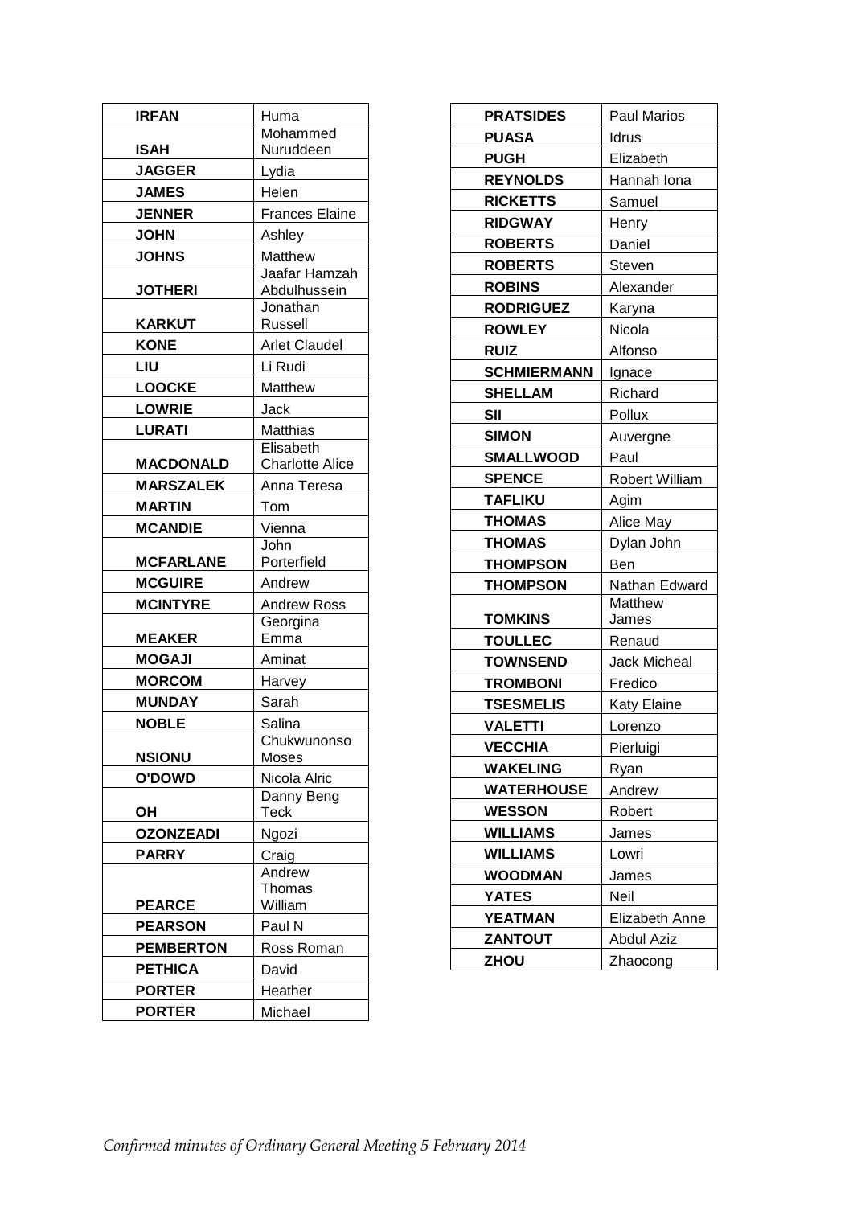| | |
|---|---|
| **IRFAN** | Huma |
| **ISAH** | Mohammed Nuruddeen |
| **JAGGER** | Lydia |
| **JAMES** | Helen |
| **JENNER** | Frances Elaine |
| **JOHN** | Ashley |
| **JOHNS** | Matthew |
| **JOTHERI** | Jaafar Hamzah Abdulhussein |
| **KARKUT** | Jonathan Russell |
| **KONE** | Arlet Claudel |
| **LIU** | Li Rudi |
| **LOOCKE** | Matthew |
| **LOWRIE** | Jack |
| **LURATI** | Matthias |
| **MACDONALD** | Elisabeth Charlotte Alice |
| **MARSZALEK** | Anna Teresa |
| **MARTIN** | Tom |
| **MCANDIE** | Vienna |
| **MCFARLANE** | John Porterfield |
| **MCGUIRE** | Andrew |
| **MCINTYRE** | Andrew Ross |
| **MEAKER** | Georgina Emma |
| **MOGAJI** | Aminat |
| **MORCOM** | Harvey |
| **MUNDAY** | Sarah |
| **NOBLE** | Salina |
| **NSIONU** | Chukwunonso Moses |
| **O'DOWD** | Nicola Alric |
| **OH** | Danny Beng Teck |
| **OZONZEADI** | Ngozi |
| **PARRY** | Craig |
| **PEARCE** | Andrew Thomas William |
| **PEARSON** | Paul N |
| **PEMBERTON** | Ross Roman |
| **PETHICA** | David |
| **PORTER** | Heather |
| **PORTER** | Michael |
| **PRATSIDES** | Paul Marios |
| **PUASA** | Idrus |
| **PUGH** | Elizabeth |
| **REYNOLDS** | Hannah Iona |
| **RICKETTS** | Samuel |
| **RIDGWAY** | Henry |
| **ROBERTS** | Daniel |
| **ROBERTS** | Steven |
| **ROBINS** | Alexander |
| **RODRIGUEZ** | Karyna |
| **ROWLEY** | Nicola |
| **RUIZ** | Alfonso |
| **SCHMIERMANN** | Ignace |
| **SHELLAM** | Richard |
| **SII** | Pollux |
| **SIMON** | Auvergne |
| **SMALLWOOD** | Paul |
| **SPENCE** | Robert William |
| **TAFLIKU** | Agim |
| **THOMAS** | Alice May |
| **THOMAS** | Dylan John |
| **THOMPSON** | Ben |
| **THOMPSON** | Nathan Edward |
| **TOMKINS** | Matthew James |
| **TOULLEC** | Renaud |
| **TOWNSEND** | Jack Micheal |
| **TROMBONI** | Fredico |
| **TSESMELIS** | Katy Elaine |
| **VALETTI** | Lorenzo |
| **VECCHIA** | Pierluigi |
| **WAKELING** | Ryan |
| **WATERHOUSE** | Andrew |
| **WESSON** | Robert |
| **WILLIAMS** | James |
| **WILLIAMS** | Lowri |
| **WOODMAN** | James |
| **YATES** | Neil |
| **YEATMAN** | Elizabeth Anne |
| **ZANTOUT** | Abdul Aziz |
| **ZHOU** | Zhaocong |

*Confirmed minutes of Ordinary General Meeting 5 February 2014*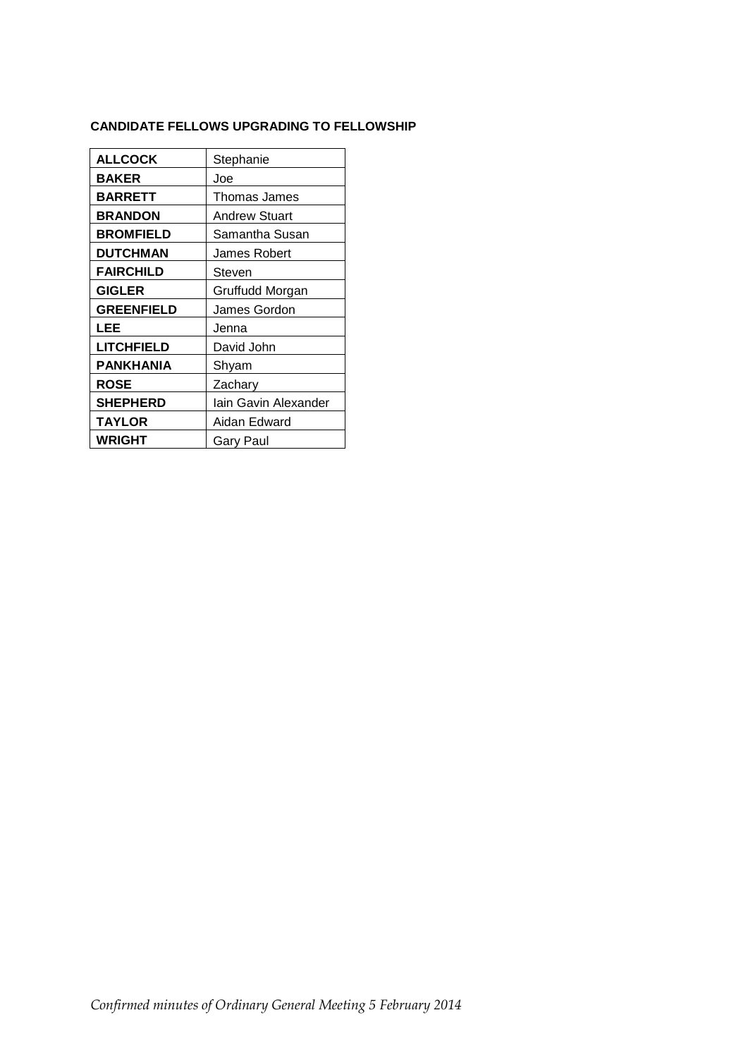**CANDIDATE FELLOWS UPGRADING TO FELLOWSHIP**

| | |
|---|---|
| **ALLCOCK** | Stephanie |
| **BAKER** | Joe |
| **BARRETT** | Thomas James |
| **BRANDON** | Andrew Stuart |
| **BROMFIELD** | Samantha Susan |
| **DUTCHMAN** | James Robert |
| **FAIRCHILD** | Steven |
| **GIGLER** | Gruffudd Morgan |
| **GREENFIELD** | James Gordon |
| **LEE** | Jenna |
| **LITCHFIELD** | David John |
| **PANKHANIA** | Shyam |
| **ROSE** | Zachary |
| **SHEPHERD** | Iain Gavin Alexander |
| **TAYLOR** | Aidan Edward |
| **WRIGHT** | Gary Paul |